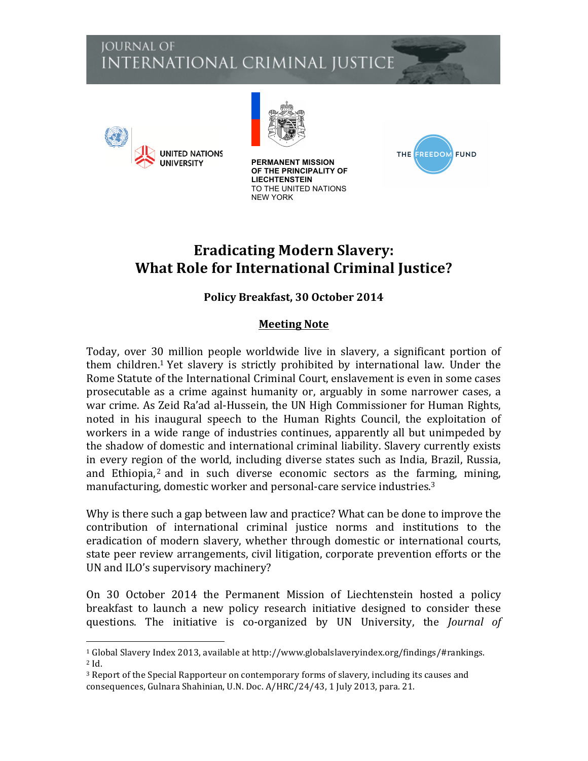JOURNAL OF INTERNATIONAL CRIMINAL JUSTICE

UNITED NATIONS UNIVERSITY

PERMANENT MISSION OF THE PRINCIPALITY OF LIECHTENSTEIN TO THE UNITED NATIONS NEW YORK

THE FREEDOM FUND

# Eradicating Modern Slavery: What Role for International Criminal Justice?

### Policy Breakfast, 30 October 2014

### Meeting Note

Today, over 30 million people worldwide live in slavery, a significant portion of them children.[1] Yet slavery is strictly prohibited by international law. Under the Rome Statute of the International Criminal Court, enslavement is even in some cases prosecutable as a crime against humanity or, arguably in some narrower cases, a war crime. As Zeid Ra'ad al-Hussein, the UN High Commissioner for Human Rights, noted in his inaugural speech to the Human Rights Council, the exploitation of workers in a wide range of industries continues, apparently all but unimpeded by the shadow of domestic and international criminal liability. Slavery currently exists in every region of the world, including diverse states such as India, Brazil, Russia, and Ethiopia,[2] and in such diverse economic sectors as the farming, mining, manufacturing, domestic worker and personal-care service industries.[3]

Why is there such a gap between law and practice? What can be done to improve the contribution of international criminal justice norms and institutions to the eradication of modern slavery, whether through domestic or international courts, state peer review arrangements, civil litigation, corporate prevention efforts or the UN and ILO's supervisory machinery?

On 30 October 2014 the Permanent Mission of Liechtenstein hosted a policy breakfast to launch a new policy research initiative designed to consider these questions. The initiative is co-organized by UN University, the *Journal of*

---

[1] Global Slavery Index 2013, available at http://www.globalslaveryindex.org/findings/#rankings.

[2] Id.

[3] Report of the Special Rapporteur on contemporary forms of slavery, including its causes and consequences, Gulnara Shahinian, U.N. Doc. A/HRC/24/43, 1 July 2013, para. 21.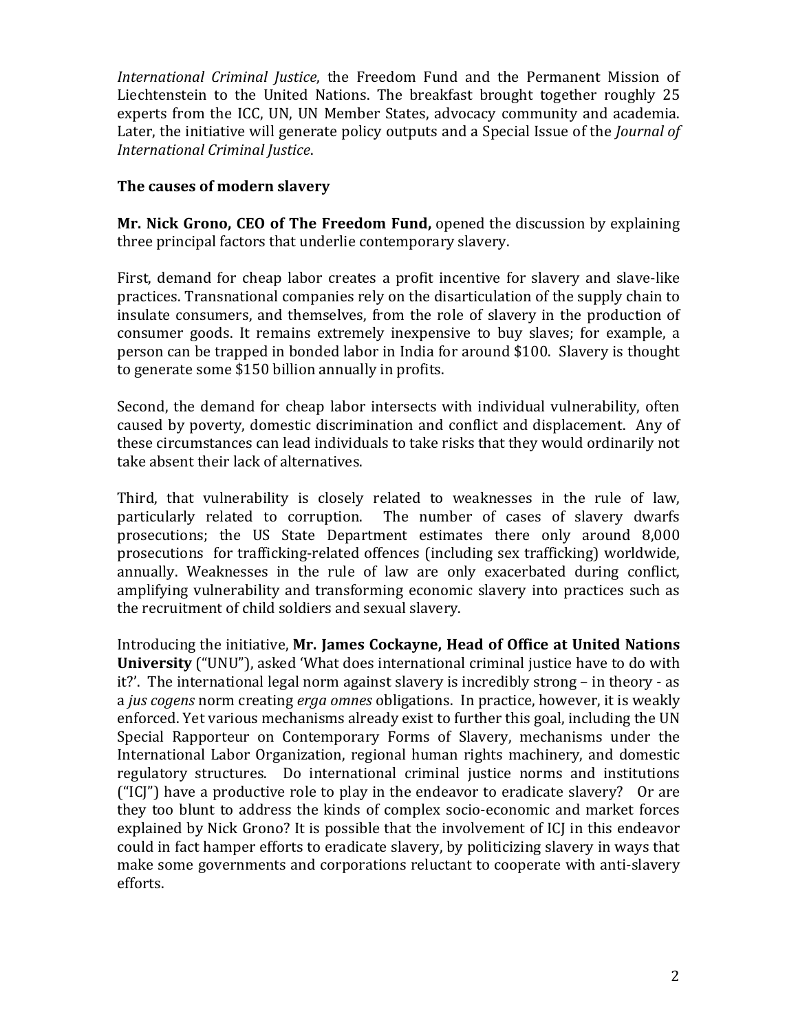*International Criminal Justice*, the Freedom Fund and the Permanent Mission of Liechtenstein to the United Nations. The breakfast brought together roughly 25 experts from the ICC, UN, UN Member States, advocacy community and academia. Later, the initiative will generate policy outputs and a Special Issue of the *Journal of International Criminal Justice*.

**The causes of modern slavery**

**Mr. Nick Grono, CEO of The Freedom Fund,** opened the discussion by explaining three principal factors that underlie contemporary slavery.

First, demand for cheap labor creates a profit incentive for slavery and slave-like practices. Transnational companies rely on the disarticulation of the supply chain to insulate consumers, and themselves, from the role of slavery in the production of consumer goods. It remains extremely inexpensive to buy slaves; for example, a person can be trapped in bonded labor in India for around $100. Slavery is thought to generate some $150 billion annually in profits.

Second, the demand for cheap labor intersects with individual vulnerability, often caused by poverty, domestic discrimination and conflict and displacement. Any of these circumstances can lead individuals to take risks that they would ordinarily not take absent their lack of alternatives.

Third, that vulnerability is closely related to weaknesses in the rule of law, particularly related to corruption. The number of cases of slavery dwarfs prosecutions; the US State Department estimates there only around 8,000 prosecutions for trafficking-related offences (including sex trafficking) worldwide, annually. Weaknesses in the rule of law are only exacerbated during conflict, amplifying vulnerability and transforming economic slavery into practices such as the recruitment of child soldiers and sexual slavery.

Introducing the initiative, **Mr. James Cockayne, Head of Office at United Nations University** ("UNU"), asked 'What does international criminal justice have to do with it?'. The international legal norm against slavery is incredibly strong – in theory - as a *jus cogens* norm creating *erga omnes* obligations. In practice, however, it is weakly enforced. Yet various mechanisms already exist to further this goal, including the UN Special Rapporteur on Contemporary Forms of Slavery, mechanisms under the International Labor Organization, regional human rights machinery, and domestic regulatory structures. Do international criminal justice norms and institutions ("ICJ") have a productive role to play in the endeavor to eradicate slavery? Or are they too blunt to address the kinds of complex socio-economic and market forces explained by Nick Grono? It is possible that the involvement of ICJ in this endeavor could in fact hamper efforts to eradicate slavery, by politicizing slavery in ways that make some governments and corporations reluctant to cooperate with anti-slavery efforts.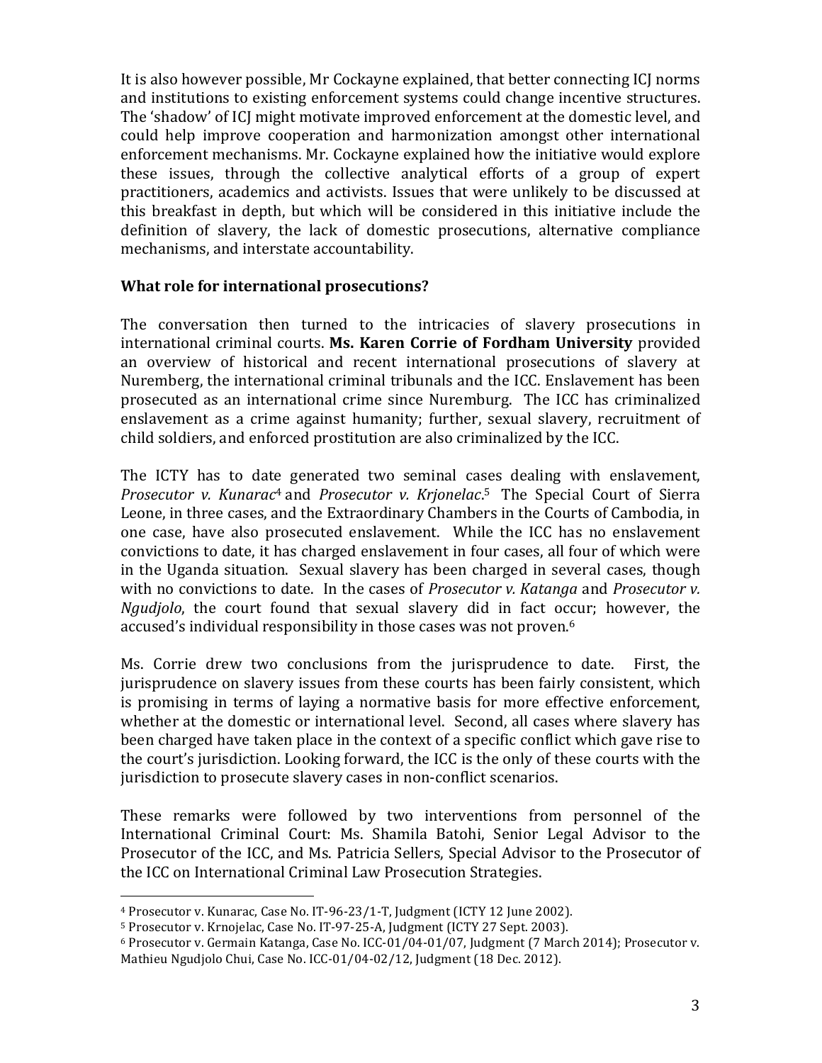It is also however possible, Mr Cockayne explained, that better connecting ICJ norms and institutions to existing enforcement systems could change incentive structures. The 'shadow' of ICJ might motivate improved enforcement at the domestic level, and could help improve cooperation and harmonization amongst other international enforcement mechanisms. Mr. Cockayne explained how the initiative would explore these issues, through the collective analytical efforts of a group of expert practitioners, academics and activists. Issues that were unlikely to be discussed at this breakfast in depth, but which will be considered in this initiative include the definition of slavery, the lack of domestic prosecutions, alternative compliance mechanisms, and interstate accountability.

**What role for international prosecutions?**

The conversation then turned to the intricacies of slavery prosecutions in international criminal courts. **Ms. Karen Corrie of Fordham University** provided an overview of historical and recent international prosecutions of slavery at Nuremberg, the international criminal tribunals and the ICC. Enslavement has been prosecuted as an international crime since Nuremburg. The ICC has criminalized enslavement as a crime against humanity; further, sexual slavery, recruitment of child soldiers, and enforced prostitution are also criminalized by the ICC.

The ICTY has to date generated two seminal cases dealing with enslavement, *Prosecutor v. Kunarac*[4] and *Prosecutor v. Krjonelac*.[5] The Special Court of Sierra Leone, in three cases, and the Extraordinary Chambers in the Courts of Cambodia, in one case, have also prosecuted enslavement. While the ICC has no enslavement convictions to date, it has charged enslavement in four cases, all four of which were in the Uganda situation. Sexual slavery has been charged in several cases, though with no convictions to date. In the cases of *Prosecutor v. Katanga* and *Prosecutor v. Ngudjolo*, the court found that sexual slavery did in fact occur; however, the accused's individual responsibility in those cases was not proven.[6]

Ms. Corrie drew two conclusions from the jurisprudence to date. First, the jurisprudence on slavery issues from these courts has been fairly consistent, which is promising in terms of laying a normative basis for more effective enforcement, whether at the domestic or international level. Second, all cases where slavery has been charged have taken place in the context of a specific conflict which gave rise to the court's jurisdiction. Looking forward, the ICC is the only of these courts with the jurisdiction to prosecute slavery cases in non-conflict scenarios.

These remarks were followed by two interventions from personnel of the International Criminal Court: Ms. Shamila Batohi, Senior Legal Advisor to the Prosecutor of the ICC, and Ms. Patricia Sellers, Special Advisor to the Prosecutor of the ICC on International Criminal Law Prosecution Strategies.

---

[4] Prosecutor v. Kunarac, Case No. IT-96-23/1-T, Judgment (ICTY 12 June 2002).

[5] Prosecutor v. Krnojelac, Case No. IT-97-25-A, Judgment (ICTY 27 Sept. 2003).

[6] Prosecutor v. Germain Katanga, Case No. ICC-01/04-01/07, Judgment (7 March 2014); Prosecutor v. Mathieu Ngudjolo Chui, Case No. ICC-01/04-02/12, Judgment (18 Dec. 2012).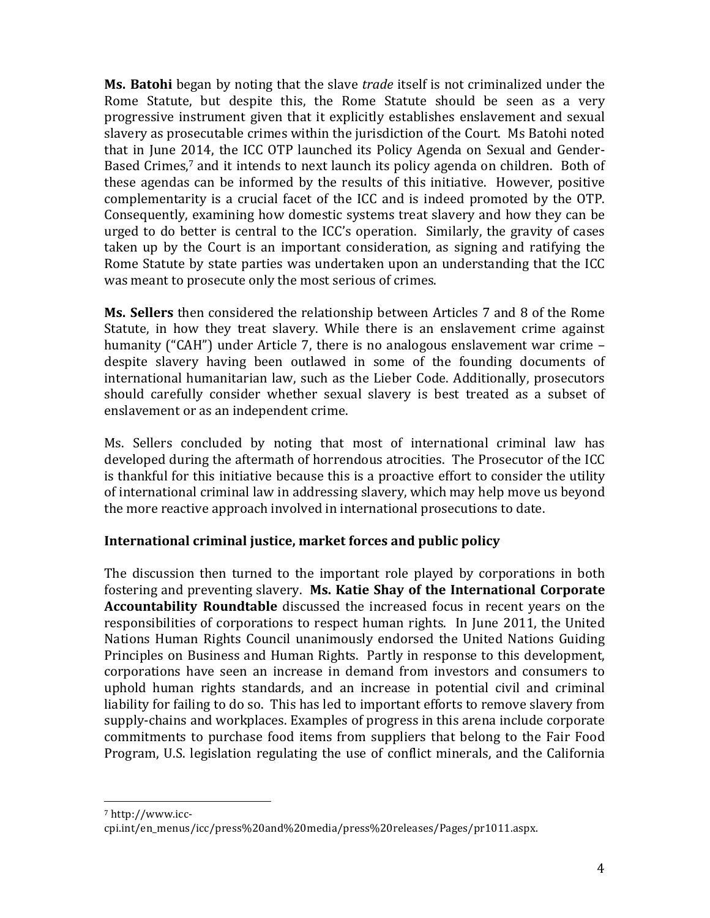**Ms. Batohi** began by noting that the slave *trade* itself is not criminalized under the Rome Statute, but despite this, the Rome Statute should be seen as a very progressive instrument given that it explicitly establishes enslavement and sexual slavery as prosecutable crimes within the jurisdiction of the Court. Ms Batohi noted that in June 2014, the ICC OTP launched its Policy Agenda on Sexual and Gender-Based Crimes,[7] and it intends to next launch its policy agenda on children. Both of these agendas can be informed by the results of this initiative. However, positive complementarity is a crucial facet of the ICC and is indeed promoted by the OTP. Consequently, examining how domestic systems treat slavery and how they can be urged to do better is central to the ICC's operation. Similarly, the gravity of cases taken up by the Court is an important consideration, as signing and ratifying the Rome Statute by state parties was undertaken upon an understanding that the ICC was meant to prosecute only the most serious of crimes.

**Ms. Sellers** then considered the relationship between Articles 7 and 8 of the Rome Statute, in how they treat slavery. While there is an enslavement crime against humanity ("CAH") under Article 7, there is no analogous enslavement war crime – despite slavery having been outlawed in some of the founding documents of international humanitarian law, such as the Lieber Code. Additionally, prosecutors should carefully consider whether sexual slavery is best treated as a subset of enslavement or as an independent crime.

Ms. Sellers concluded by noting that most of international criminal law has developed during the aftermath of horrendous atrocities. The Prosecutor of the ICC is thankful for this initiative because this is a proactive effort to consider the utility of international criminal law in addressing slavery, which may help move us beyond the more reactive approach involved in international prosecutions to date.

### International criminal justice, market forces and public policy

The discussion then turned to the important role played by corporations in both fostering and preventing slavery. **Ms. Katie Shay of the International Corporate Accountability Roundtable** discussed the increased focus in recent years on the responsibilities of corporations to respect human rights. In June 2011, the United Nations Human Rights Council unanimously endorsed the United Nations Guiding Principles on Business and Human Rights. Partly in response to this development, corporations have seen an increase in demand from investors and consumers to uphold human rights standards, and an increase in potential civil and criminal liability for failing to do so. This has led to important efforts to remove slavery from supply-chains and workplaces. Examples of progress in this arena include corporate commitments to purchase food items from suppliers that belong to the Fair Food Program, U.S. legislation regulating the use of conflict minerals, and the California

[7] http://www.icc-cpi.int/en_menus/icc/press%20and%20media/press%20releases/Pages/pr1011.aspx.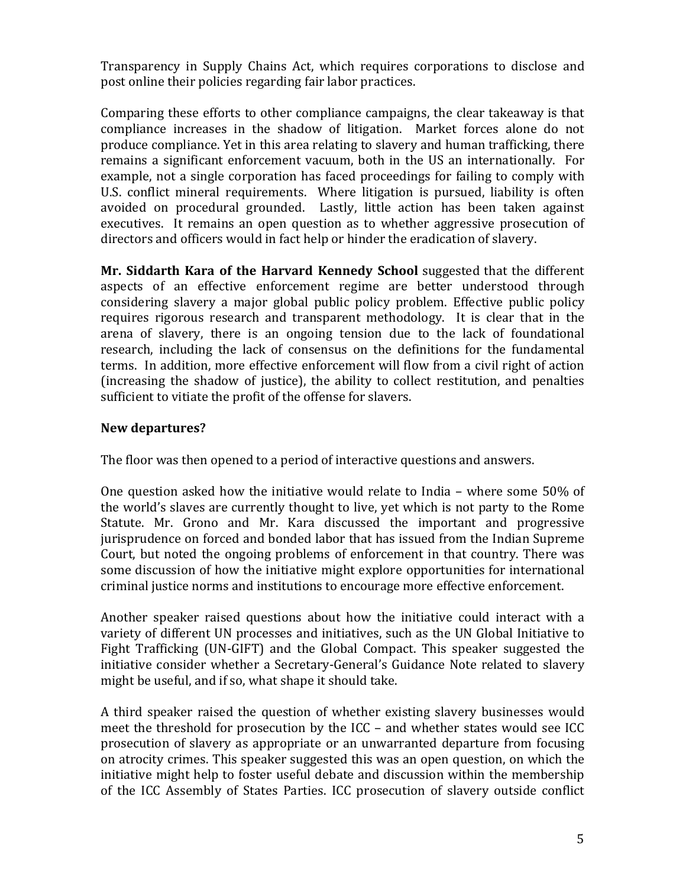Transparency in Supply Chains Act, which requires corporations to disclose and post online their policies regarding fair labor practices.

Comparing these efforts to other compliance campaigns, the clear takeaway is that compliance increases in the shadow of litigation. Market forces alone do not produce compliance. Yet in this area relating to slavery and human trafficking, there remains a significant enforcement vacuum, both in the US an internationally. For example, not a single corporation has faced proceedings for failing to comply with U.S. conflict mineral requirements. Where litigation is pursued, liability is often avoided on procedural grounded. Lastly, little action has been taken against executives. It remains an open question as to whether aggressive prosecution of directors and officers would in fact help or hinder the eradication of slavery.

**Mr. Siddarth Kara of the Harvard Kennedy School** suggested that the different aspects of an effective enforcement regime are better understood through considering slavery a major global public policy problem. Effective public policy requires rigorous research and transparent methodology. It is clear that in the arena of slavery, there is an ongoing tension due to the lack of foundational research, including the lack of consensus on the definitions for the fundamental terms. In addition, more effective enforcement will flow from a civil right of action (increasing the shadow of justice), the ability to collect restitution, and penalties sufficient to vitiate the profit of the offense for slavers.

**New departures?**

The floor was then opened to a period of interactive questions and answers.

One question asked how the initiative would relate to India – where some 50% of the world's slaves are currently thought to live, yet which is not party to the Rome Statute. Mr. Grono and Mr. Kara discussed the important and progressive jurisprudence on forced and bonded labor that has issued from the Indian Supreme Court, but noted the ongoing problems of enforcement in that country. There was some discussion of how the initiative might explore opportunities for international criminal justice norms and institutions to encourage more effective enforcement.

Another speaker raised questions about how the initiative could interact with a variety of different UN processes and initiatives, such as the UN Global Initiative to Fight Trafficking (UN-GIFT) and the Global Compact. This speaker suggested the initiative consider whether a Secretary-General's Guidance Note related to slavery might be useful, and if so, what shape it should take.

A third speaker raised the question of whether existing slavery businesses would meet the threshold for prosecution by the ICC – and whether states would see ICC prosecution of slavery as appropriate or an unwarranted departure from focusing on atrocity crimes. This speaker suggested this was an open question, on which the initiative might help to foster useful debate and discussion within the membership of the ICC Assembly of States Parties. ICC prosecution of slavery outside conflict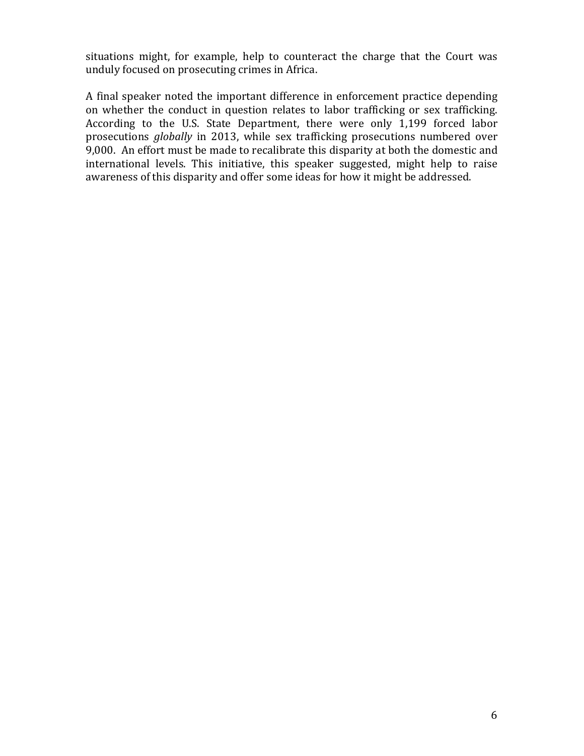situations might, for example, help to counteract the charge that the Court was unduly focused on prosecuting crimes in Africa.

A final speaker noted the important difference in enforcement practice depending on whether the conduct in question relates to labor trafficking or sex trafficking. According to the U.S. State Department, there were only 1,199 forced labor prosecutions *globally* in 2013, while sex trafficking prosecutions numbered over 9,000. An effort must be made to recalibrate this disparity at both the domestic and international levels. This initiative, this speaker suggested, might help to raise awareness of this disparity and offer some ideas for how it might be addressed.